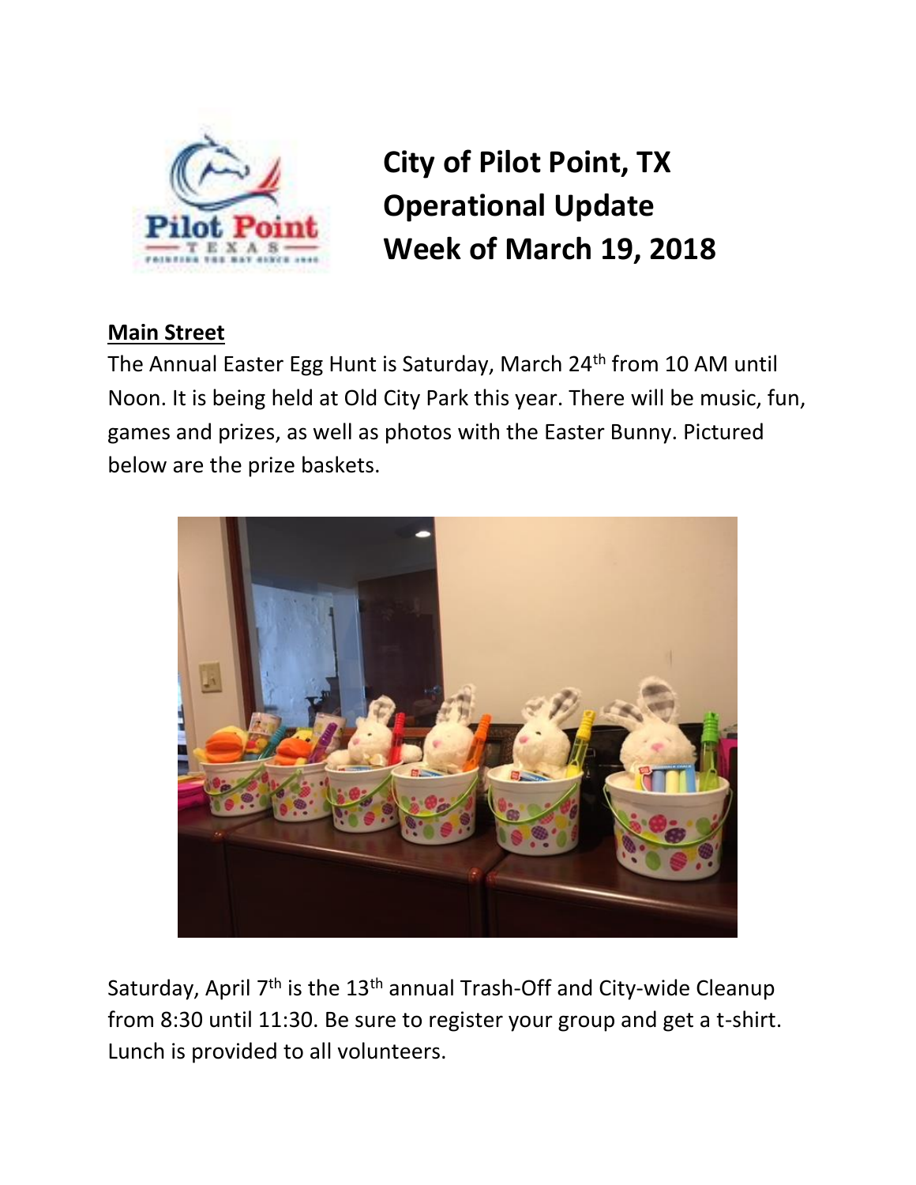# City of Pilot Point, TX Operational Update Week of March 19, 2018

## Main Street

The Annual Easter Egg Hunt is Saturday, March 24th from 10 AM until Noon. It is being held at Old City Park this year. There will be music, fun, games and prizes, as well as photos with the Easter Bunny. Pictured below are the prize baskets.

Saturday, April 7th is the 13th annual Trash-Off and City-wide Cleanup from 8:30 until 11:30. Be sure to register your group and get a t-shirt. Lunch is provided to all volunteers.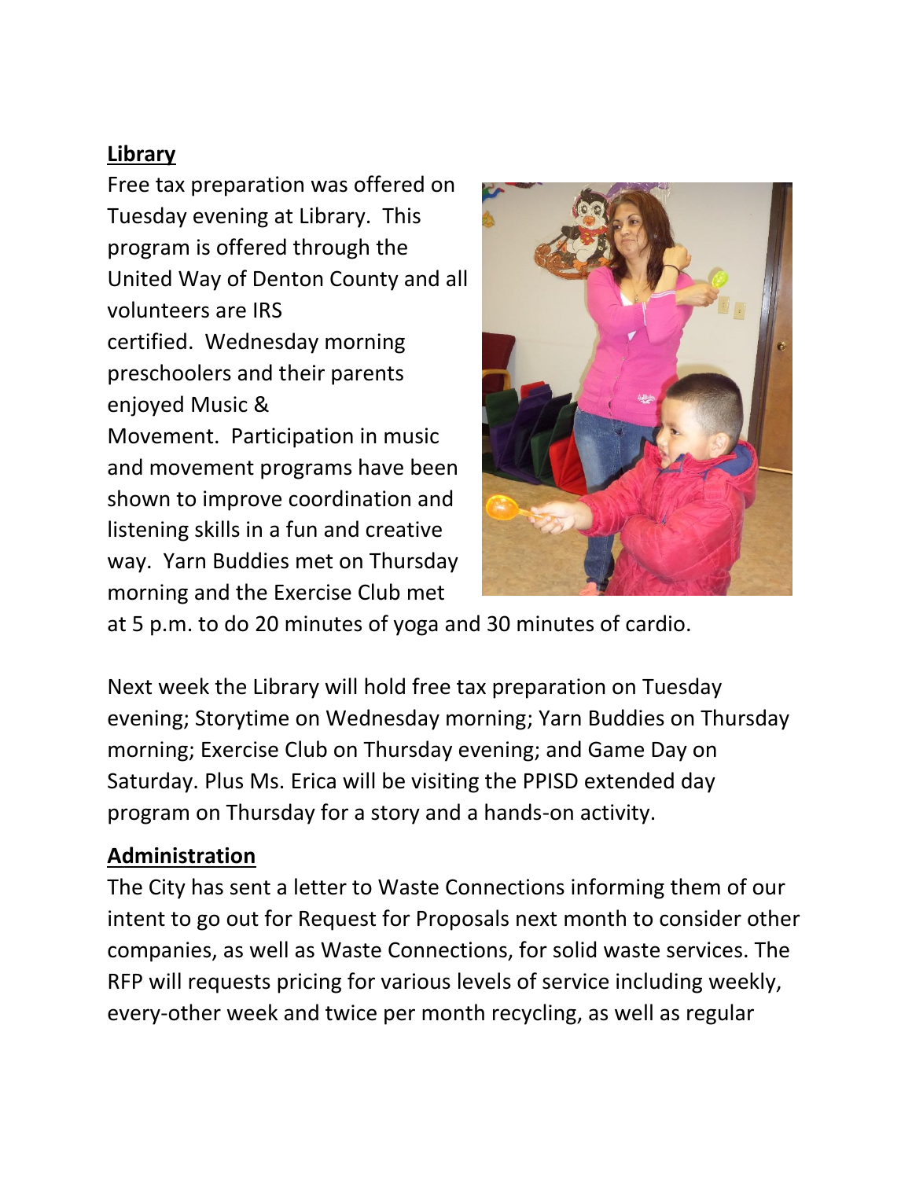## Library

Free tax preparation was offered on Tuesday evening at Library. This program is offered through the United Way of Denton County and all volunteers are IRS certified. Wednesday morning preschoolers and their parents enjoyed Music & Movement. Participation in music and movement programs have been shown to improve coordination and listening skills in a fun and creative way. Yarn Buddies met on Thursday morning and the Exercise Club met at 5 p.m. to do 20 minutes of yoga and 30 minutes of cardio.

Next week the Library will hold free tax preparation on Tuesday evening; Storytime on Wednesday morning; Yarn Buddies on Thursday morning; Exercise Club on Thursday evening; and Game Day on Saturday. Plus Ms. Erica will be visiting the PPISD extended day program on Thursday for a story and a hands-on activity.

## Administration

The City has sent a letter to Waste Connections informing them of our intent to go out for Request for Proposals next month to consider other companies, as well as Waste Connections, for solid waste services. The RFP will requests pricing for various levels of service including weekly, every-other week and twice per month recycling, as well as regular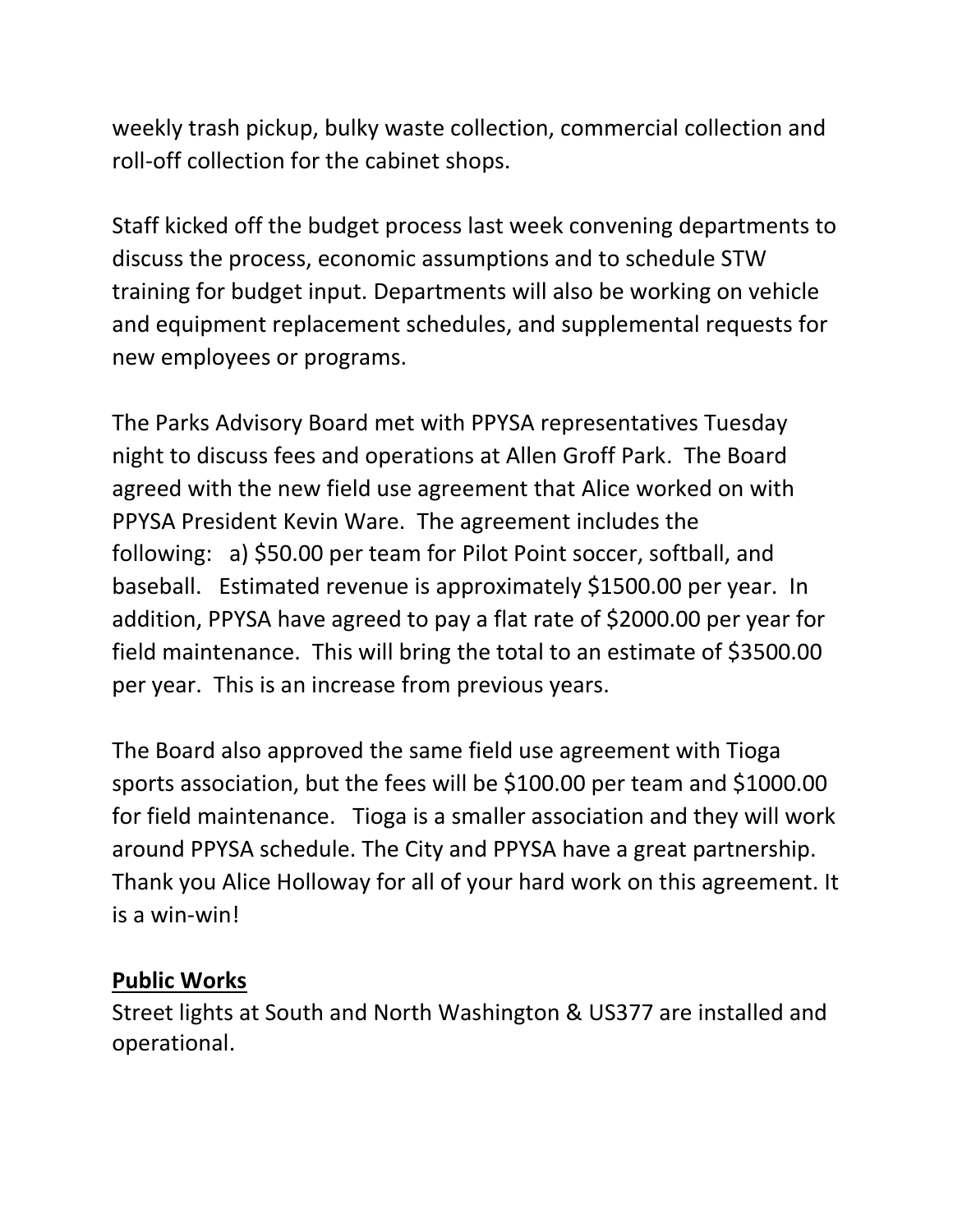weekly trash pickup, bulky waste collection, commercial collection and roll-off collection for the cabinet shops.

Staff kicked off the budget process last week convening departments to discuss the process, economic assumptions and to schedule STW training for budget input. Departments will also be working on vehicle and equipment replacement schedules, and supplemental requests for new employees or programs.

The Parks Advisory Board met with PPYSA representatives Tuesday night to discuss fees and operations at Allen Groff Park. The Board agreed with the new field use agreement that Alice worked on with PPYSA President Kevin Ware. The agreement includes the following: a) $50.00 per team for Pilot Point soccer, softball, and baseball. Estimated revenue is approximately $1500.00 per year. In addition, PPYSA have agreed to pay a flat rate of $2000.00 per year for field maintenance. This will bring the total to an estimate of $3500.00 per year. This is an increase from previous years.

The Board also approved the same field use agreement with Tioga sports association, but the fees will be $100.00 per team and $1000.00 for field maintenance. Tioga is a smaller association and they will work around PPYSA schedule. The City and PPYSA have a great partnership. Thank you Alice Holloway for all of your hard work on this agreement. It is a win-win!

**Public Works**

Street lights at South and North Washington & US377 are installed and operational.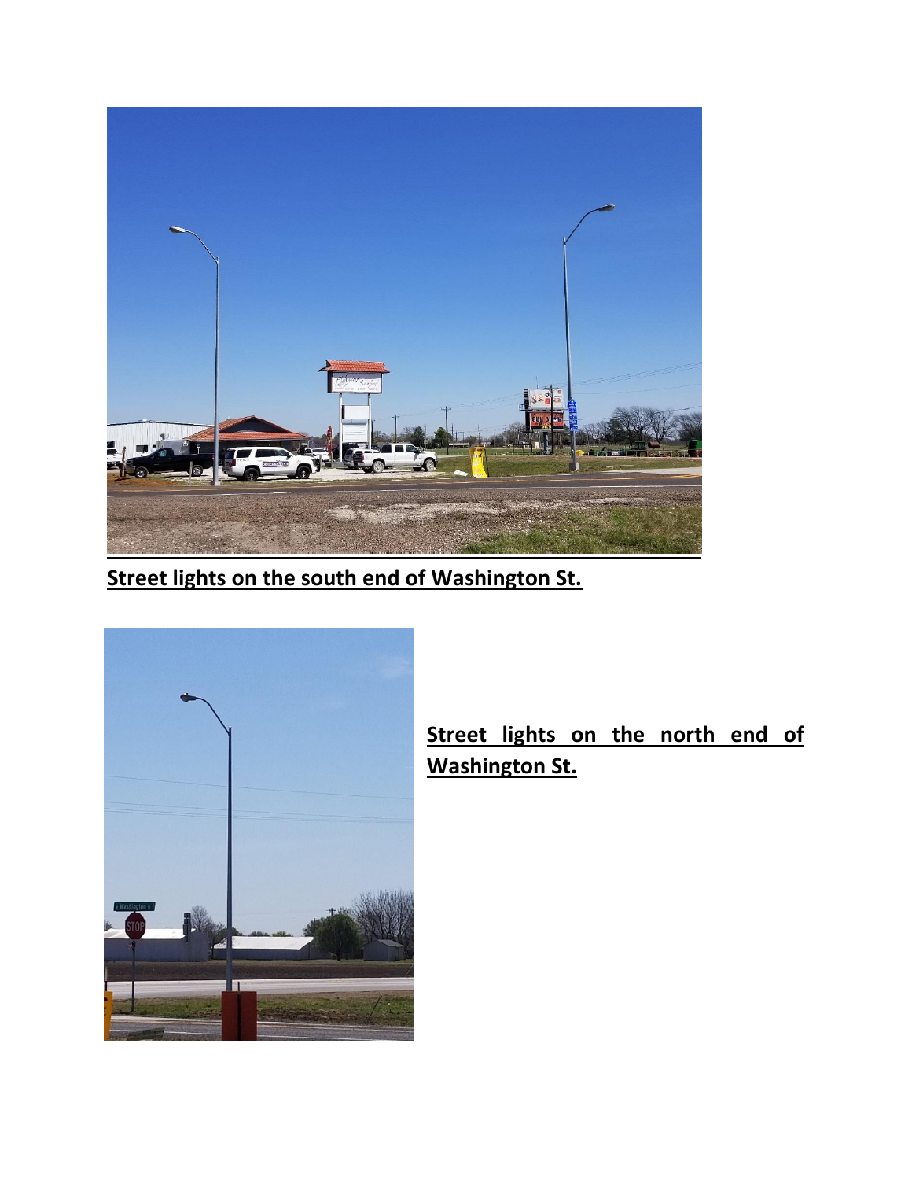**Street lights on the south end of Washington St.**

**Street lights on the north end of Washington St.**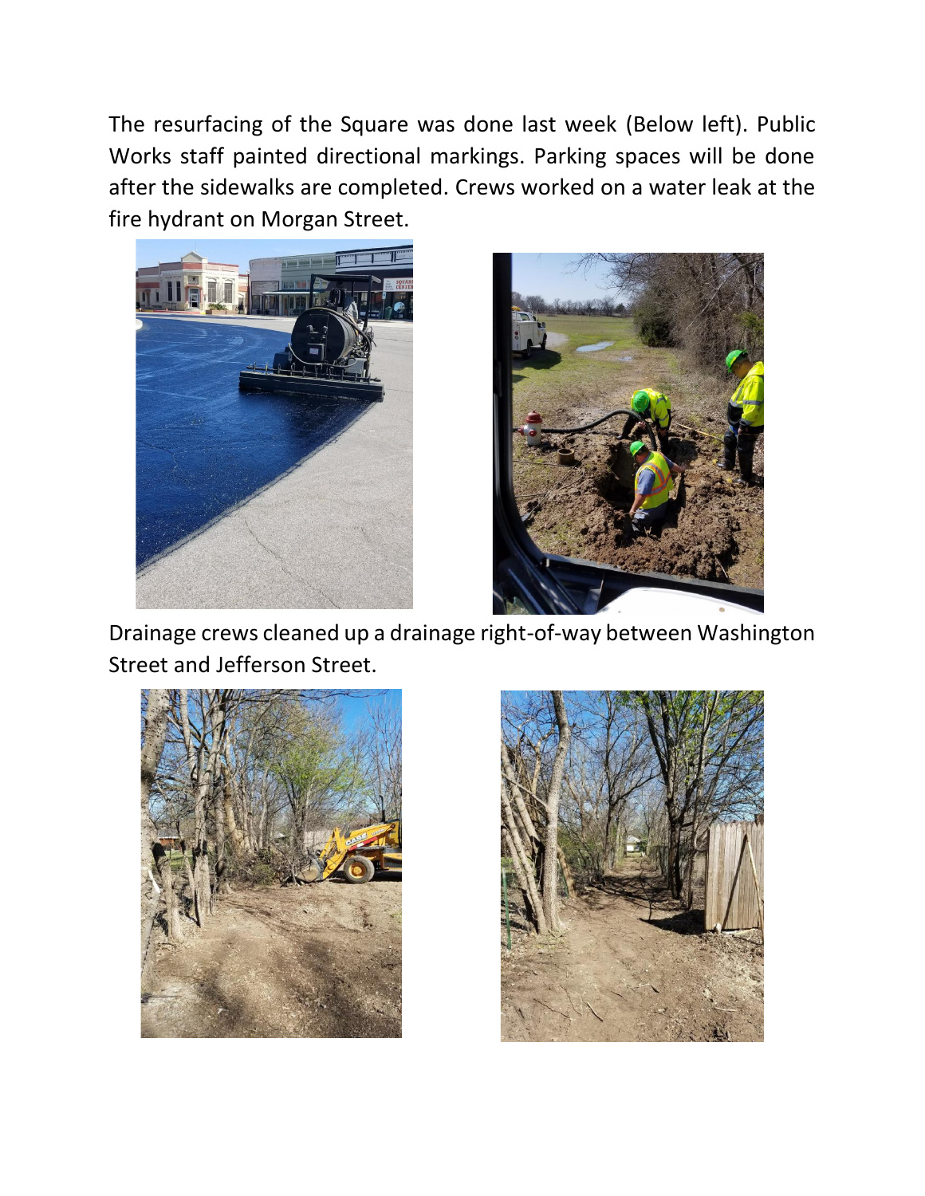The resurfacing of the Square was done last week (Below left). Public Works staff painted directional markings. Parking spaces will be done after the sidewalks are completed. Crews worked on a water leak at the fire hydrant on Morgan Street.

Drainage crews cleaned up a drainage right-of-way between Washington Street and Jefferson Street.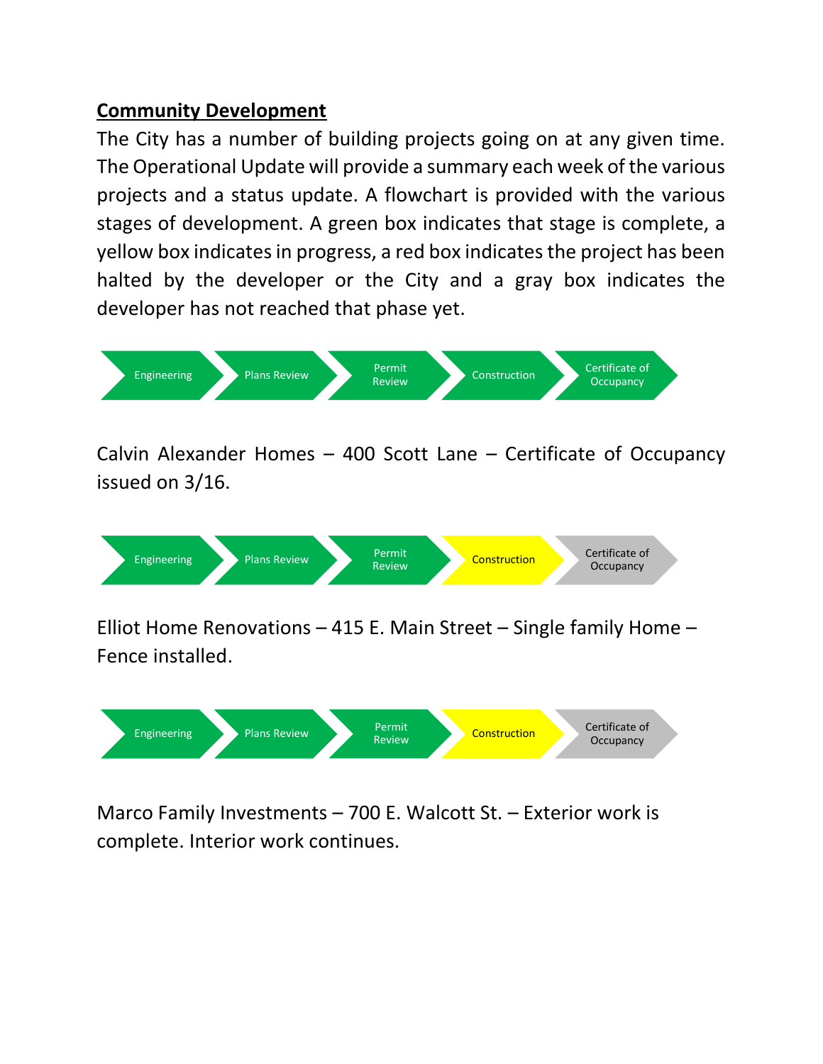## Community Development

The City has a number of building projects going on at any given time. The Operational Update will provide a summary each week of the various projects and a status update. A flowchart is provided with the various stages of development. A green box indicates that stage is complete, a yellow box indicates in progress, a red box indicates the project has been halted by the developer or the City and a gray box indicates the developer has not reached that phase yet.

Engineering → Plans Review → Permit Review → Construction → Certificate of Occupancy

Calvin Alexander Homes – 400 Scott Lane – Certificate of Occupancy issued on 3/16.

Engineering → Plans Review → Permit Review → Construction → Certificate of Occupancy

Elliot Home Renovations – 415 E. Main Street – Single family Home – Fence installed.

Engineering → Plans Review → Permit Review → Construction → Certificate of Occupancy

Marco Family Investments – 700 E. Walcott St. – Exterior work is complete. Interior work continues.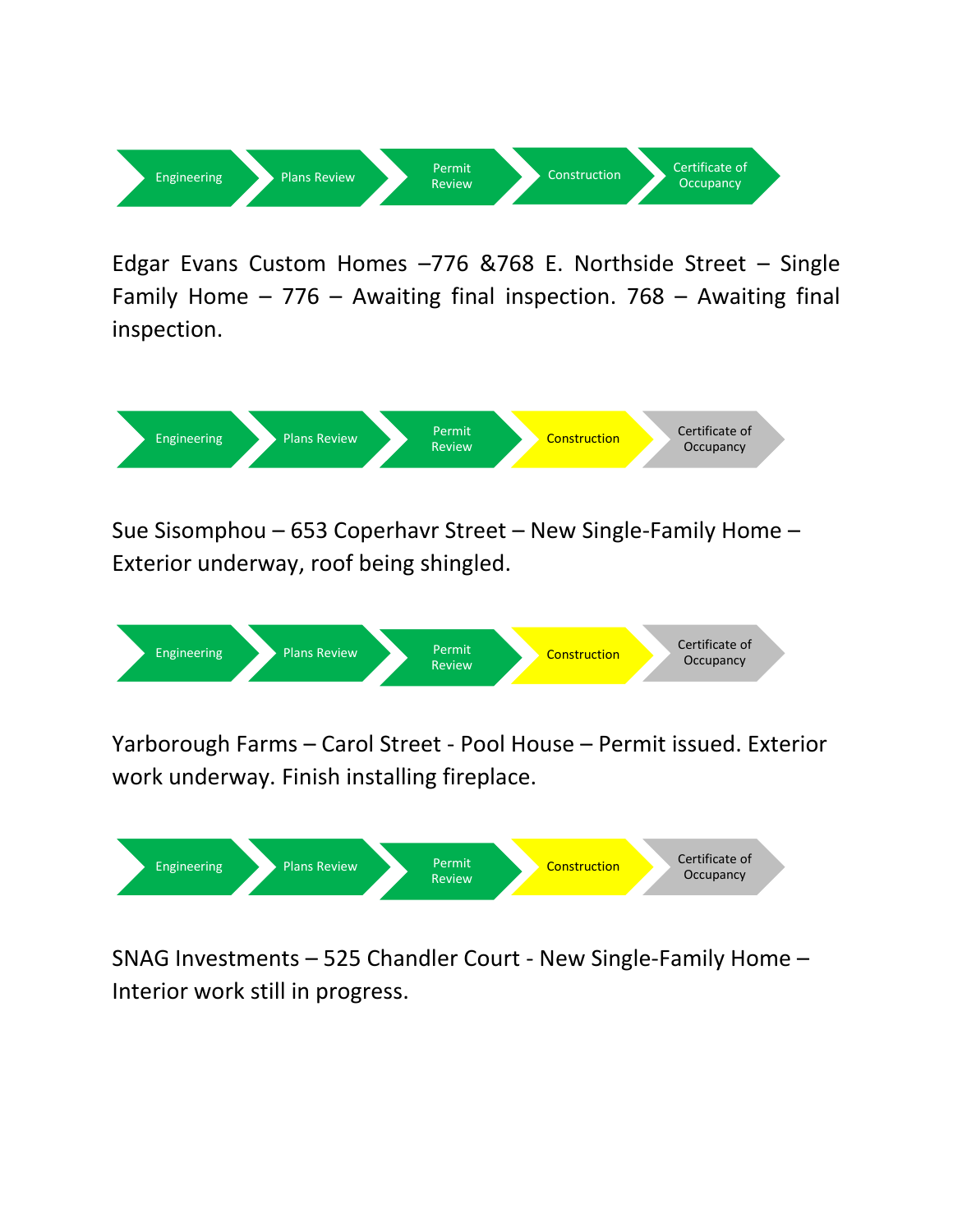Engineering → Plans Review → Permit Review → Construction → Certificate of Occupancy

Edgar Evans Custom Homes –776 &768 E. Northside Street – Single Family Home – 776 – Awaiting final inspection. 768 – Awaiting final inspection.

Engineering → Plans Review → Permit Review → Construction → Certificate of Occupancy

Sue Sisomphou – 653 Coperhavr Street – New Single-Family Home – Exterior underway, roof being shingled.

Engineering → Plans Review → Permit Review → Construction → Certificate of Occupancy

Yarborough Farms – Carol Street - Pool House – Permit issued. Exterior work underway. Finish installing fireplace.

Engineering → Plans Review → Permit Review → Construction → Certificate of Occupancy

SNAG Investments – 525 Chandler Court - New Single-Family Home – Interior work still in progress.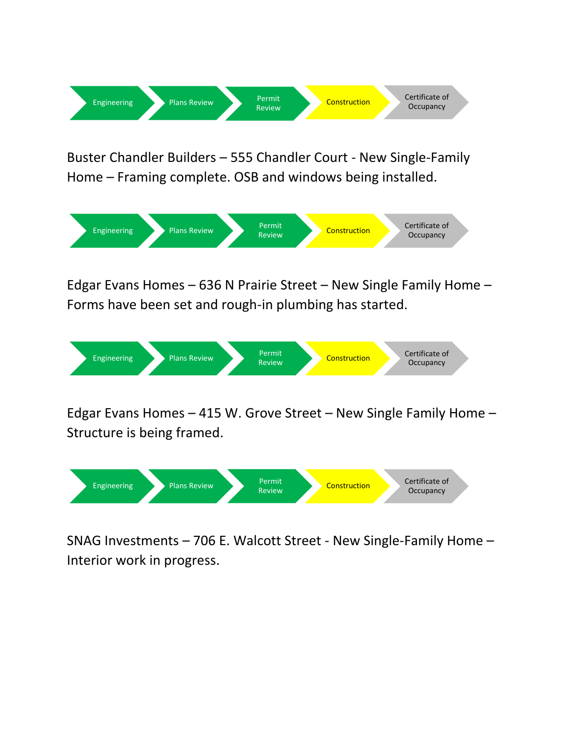Engineering → Plans Review → Permit Review → Construction → Certificate of Occupancy

Buster Chandler Builders – 555 Chandler Court - New Single-Family Home – Framing complete. OSB and windows being installed.

Engineering → Plans Review → Permit Review → Construction → Certificate of Occupancy

Edgar Evans Homes – 636 N Prairie Street – New Single Family Home – Forms have been set and rough-in plumbing has started.

Engineering → Plans Review → Permit Review → Construction → Certificate of Occupancy

Edgar Evans Homes – 415 W. Grove Street – New Single Family Home – Structure is being framed.

Engineering → Plans Review → Permit Review → Construction → Certificate of Occupancy

SNAG Investments – 706 E. Walcott Street - New Single-Family Home – Interior work in progress.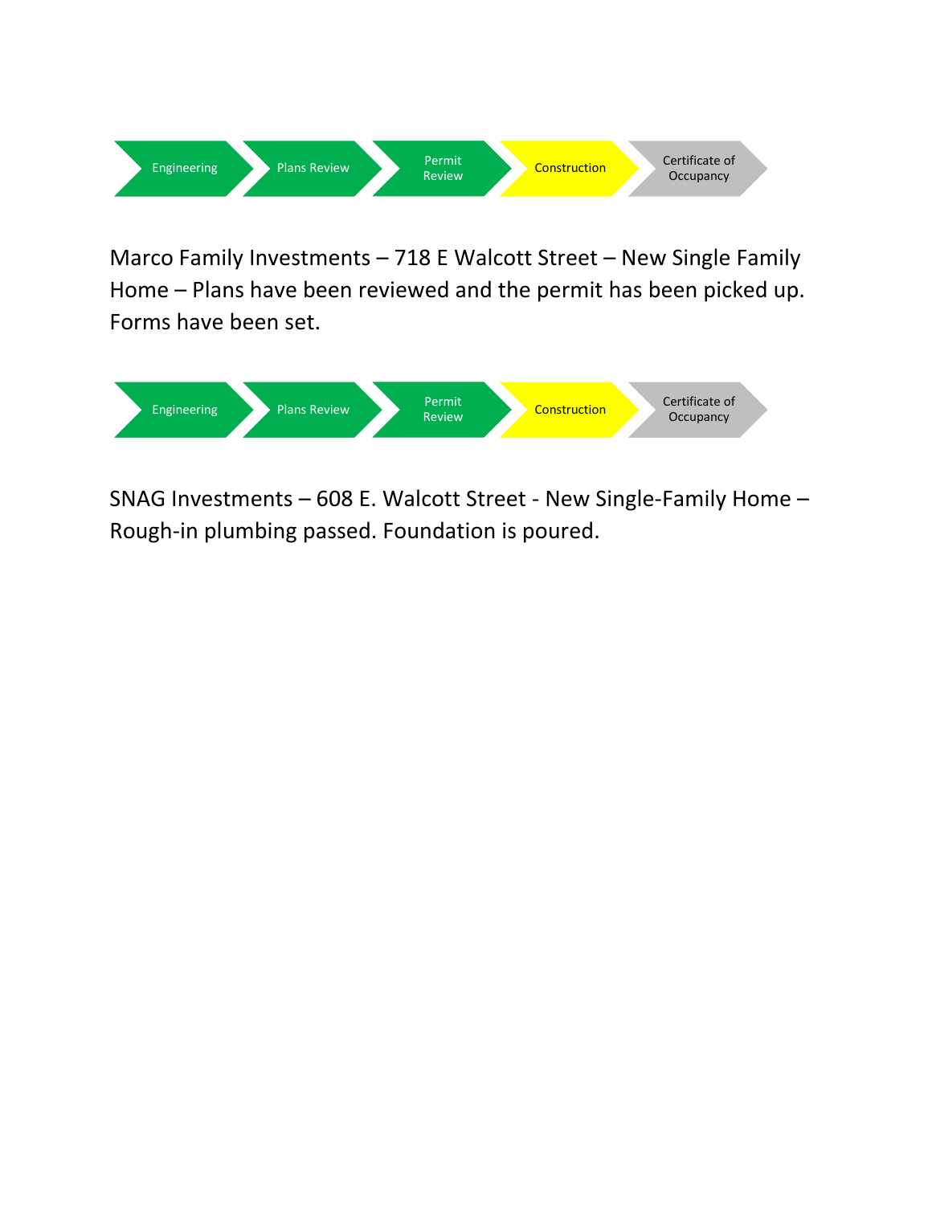Engineering
Plans Review
Permit Review
Construction
Certificate of Occupancy

Marco Family Investments – 718 E Walcott Street – New Single Family Home – Plans have been reviewed and the permit has been picked up. Forms have been set.

Engineering
Plans Review
Permit Review
Construction
Certificate of Occupancy

SNAG Investments – 608 E. Walcott Street - New Single-Family Home – Rough-in plumbing passed. Foundation is poured.